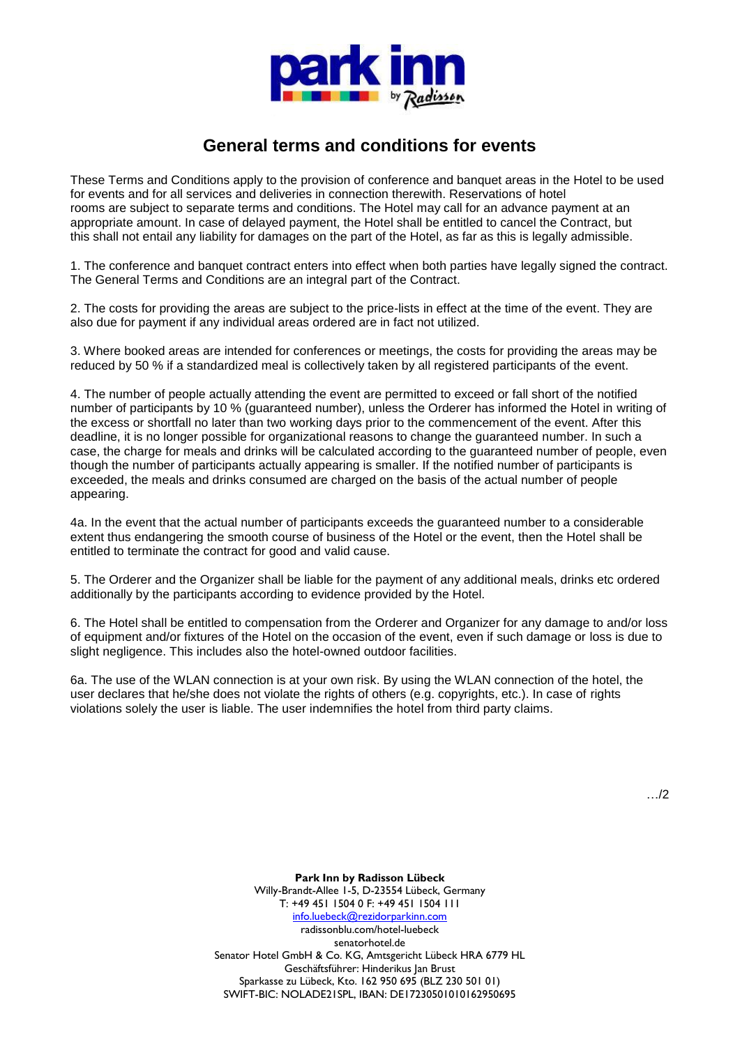# General terms and conditions for events

These Terms and Conditions apply to the provision of conference and banquet areas in the Hotel to be used for events and for all services and deliveries in connection therewith. Reservations of hotel rooms are subject to separate terms and conditions. The Hotel may call for an advance payment at an appropriate amount. In case of delayed payment, the Hotel shall be entitled to cancel the Contract, but this shall not entail any liability for damages on the part of the Hotel, as far as this is legally admissible.

1. The conference and banquet contract enters into effect when both parties have legally signed the contract. The General Terms and Conditions are an integral part of the Contract.

2. The costs for providing the areas are subject to the price-lists in effect at the time of the event. They are also due for payment if any individual areas ordered are in fact not utilized.

3. Where booked areas are intended for conferences or meetings, the costs for providing the areas may be reduced by 50 % if a standardized meal is collectively taken by all registered participants of the event.

4. The number of people actually attending the event are permitted to exceed or fall short of the notified number of participants by 10 % (guaranteed number), unless the Orderer has informed the Hotel in writing of the excess or shortfall no later than two working days prior to the commencement of the event. After this deadline, it is no longer possible for organizational reasons to change the guaranteed number. In such a case, the charge for meals and drinks will be calculated according to the guaranteed number of people, even though the number of participants actually appearing is smaller. If the notified number of participants is exceeded, the meals and drinks consumed are charged on the basis of the actual number of people appearing.

4a. In the event that the actual number of participants exceeds the guaranteed number to a considerable extent thus endangering the smooth course of business of the Hotel or the event, then the Hotel shall be entitled to terminate the contract for good and valid cause.

5. The Orderer and the Organizer shall be liable for the payment of any additional meals, drinks etc ordered additionally by the participants according to evidence provided by the Hotel.

6. The Hotel shall be entitled to compensation from the Orderer and Organizer for any damage to and/or loss of equipment and/or fixtures of the Hotel on the occasion of the event, even if such damage or loss is due to slight negligence. This includes also the hotel-owned outdoor facilities.

6a. The use of the WLAN connection is at your own risk. By using the WLAN connection of the hotel, the user declares that he/she does not violate the rights of others (e.g. copyrights, etc.). In case of rights violations solely the user is liable. The user indemnifies the hotel from third party claims.

…/2

**Park Inn by Radisson Lübeck**
Willy-Brandt-Allee 1-5, D-23554 Lübeck, Germany
T: +49 451 1504 0 F: +49 451 1504 111
info.luebeck@rezidorparkinn.com
radissonblu.com/hotel-luebeck
senatorhotel.de
Senator Hotel GmbH & Co. KG, Amtsgericht Lübeck HRA 6779 HL
Geschäftsführer: Hinderikus Jan Brust
Sparkasse zu Lübeck, Kto. 162 950 695 (BLZ 230 501 01)
SWIFT-BIC: NOLADE21SPL, IBAN: DE17230501010162950695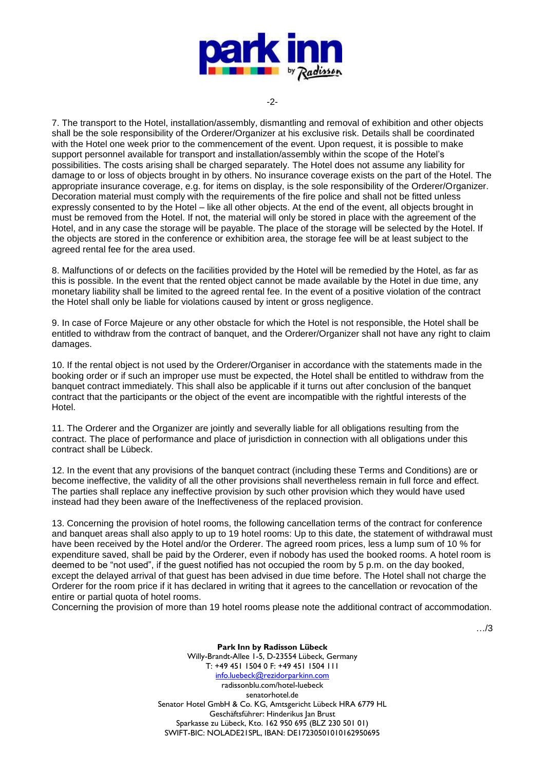7. The transport to the Hotel, installation/assembly, dismantling and removal of exhibition and other objects shall be the sole responsibility of the Orderer/Organizer at his exclusive risk. Details shall be coordinated with the Hotel one week prior to the commencement of the event. Upon request, it is possible to make support personnel available for transport and installation/assembly within the scope of the Hotel's possibilities. The costs arising shall be charged separately. The Hotel does not assume any liability for damage to or loss of objects brought in by others. No insurance coverage exists on the part of the Hotel. The appropriate insurance coverage, e.g. for items on display, is the sole responsibility of the Orderer/Organizer. Decoration material must comply with the requirements of the fire police and shall not be fitted unless expressly consented to by the Hotel – like all other objects. At the end of the event, all objects brought in must be removed from the Hotel. If not, the material will only be stored in place with the agreement of the Hotel, and in any case the storage will be payable. The place of the storage will be selected by the Hotel. If the objects are stored in the conference or exhibition area, the storage fee will be at least subject to the agreed rental fee for the area used.

8. Malfunctions of or defects on the facilities provided by the Hotel will be remedied by the Hotel, as far as this is possible. In the event that the rented object cannot be made available by the Hotel in due time, any monetary liability shall be limited to the agreed rental fee. In the event of a positive violation of the contract the Hotel shall only be liable for violations caused by intent or gross negligence.

9. In case of Force Majeure or any other obstacle for which the Hotel is not responsible, the Hotel shall be entitled to withdraw from the contract of banquet, and the Orderer/Organizer shall not have any right to claim damages.

10. If the rental object is not used by the Orderer/Organiser in accordance with the statements made in the booking order or if such an improper use must be expected, the Hotel shall be entitled to withdraw from the banquet contract immediately. This shall also be applicable if it turns out after conclusion of the banquet contract that the participants or the object of the event are incompatible with the rightful interests of the Hotel.

11. The Orderer and the Organizer are jointly and severally liable for all obligations resulting from the contract. The place of performance and place of jurisdiction in connection with all obligations under this contract shall be Lübeck.

12. In the event that any provisions of the banquet contract (including these Terms and Conditions) are or become ineffective, the validity of all the other provisions shall nevertheless remain in full force and effect. The parties shall replace any ineffective provision by such other provision which they would have used instead had they been aware of the Ineffectiveness of the replaced provision.

13. Concerning the provision of hotel rooms, the following cancellation terms of the contract for conference and banquet areas shall also apply to up to 19 hotel rooms: Up to this date, the statement of withdrawal must have been received by the Hotel and/or the Orderer. The agreed room prices, less a lump sum of 10 % for expenditure saved, shall be paid by the Orderer, even if nobody has used the booked rooms. A hotel room is deemed to be "not used", if the guest notified has not occupied the room by 5 p.m. on the day booked, except the delayed arrival of that guest has been advised in due time before. The Hotel shall not charge the Orderer for the room price if it has declared in writing that it agrees to the cancellation or revocation of the entire or partial quota of hotel rooms.
Concerning the provision of more than 19 hotel rooms please note the additional contract of accommodation.

…/3

**Park Inn by Radisson Lübeck**
Willy-Brandt-Allee 1-5, D-23554 Lübeck, Germany
T: +49 451 1504 0 F: +49 451 1504 111
info.luebeck@rezidorparkinn.com
radissonblu.com/hotel-luebeck
senatorhotel.de
Senator Hotel GmbH & Co. KG, Amtsgericht Lübeck HRA 6779 HL
Geschäftsführer: Hinderikus Jan Brust
Sparkasse zu Lübeck, Kto. 162 950 695 (BLZ 230 501 01)
SWIFT-BIC: NOLADE21SPL, IBAN: DE17230501010162950695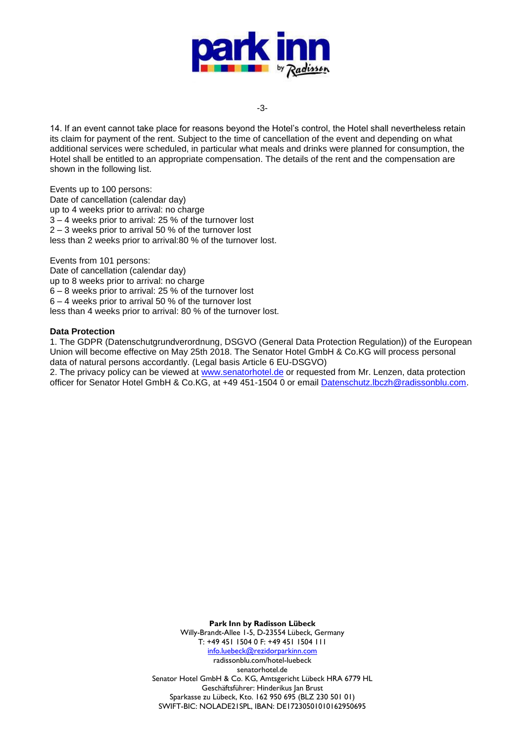14. If an event cannot take place for reasons beyond the Hotel's control, the Hotel shall nevertheless retain its claim for payment of the rent. Subject to the time of cancellation of the event and depending on what additional services were scheduled, in particular what meals and drinks were planned for consumption, the Hotel shall be entitled to an appropriate compensation. The details of the rent and the compensation are shown in the following list.

Events up to 100 persons:
Date of cancellation (calendar day)
up to 4 weeks prior to arrival: no charge
3 – 4 weeks prior to arrival: 25 % of the turnover lost
2 – 3 weeks prior to arrival 50 % of the turnover lost
less than 2 weeks prior to arrival:80 % of the turnover lost.

Events from 101 persons:
Date of cancellation (calendar day)
up to 8 weeks prior to arrival: no charge
6 – 8 weeks prior to arrival: 25 % of the turnover lost
6 – 4 weeks prior to arrival 50 % of the turnover lost
less than 4 weeks prior to arrival: 80 % of the turnover lost.

**Data Protection**

1. The GDPR (Datenschutgrundverordnung, DSGVO (General Data Protection Regulation)) of the European Union will become effective on May 25th 2018. The Senator Hotel GmbH & Co.KG will process personal data of natural persons accordantly. (Legal basis Article 6 EU-DSGVO)
2. The privacy policy can be viewed at www.senatorhotel.de or requested from Mr. Lenzen, data protection officer for Senator Hotel GmbH & Co.KG, at +49 451-1504 0 or email Datenschutz.lbczh@radissonblu.com.

**Park Inn by Radisson Lübeck**
Willy-Brandt-Allee 1-5, D-23554 Lübeck, Germany
T: +49 451 1504 0 F: +49 451 1504 111
info.luebeck@rezidorparkinn.com
radissonblu.com/hotel-luebeck
senatorhotel.de
Senator Hotel GmbH & Co. KG, Amtsgericht Lübeck HRA 6779 HL
Geschäftsführer: Hinderikus Jan Brust
Sparkasse zu Lübeck, Kto. 162 950 695 (BLZ 230 501 01)
SWIFT-BIC: NOLADE21SPL, IBAN: DE17230501010162950695